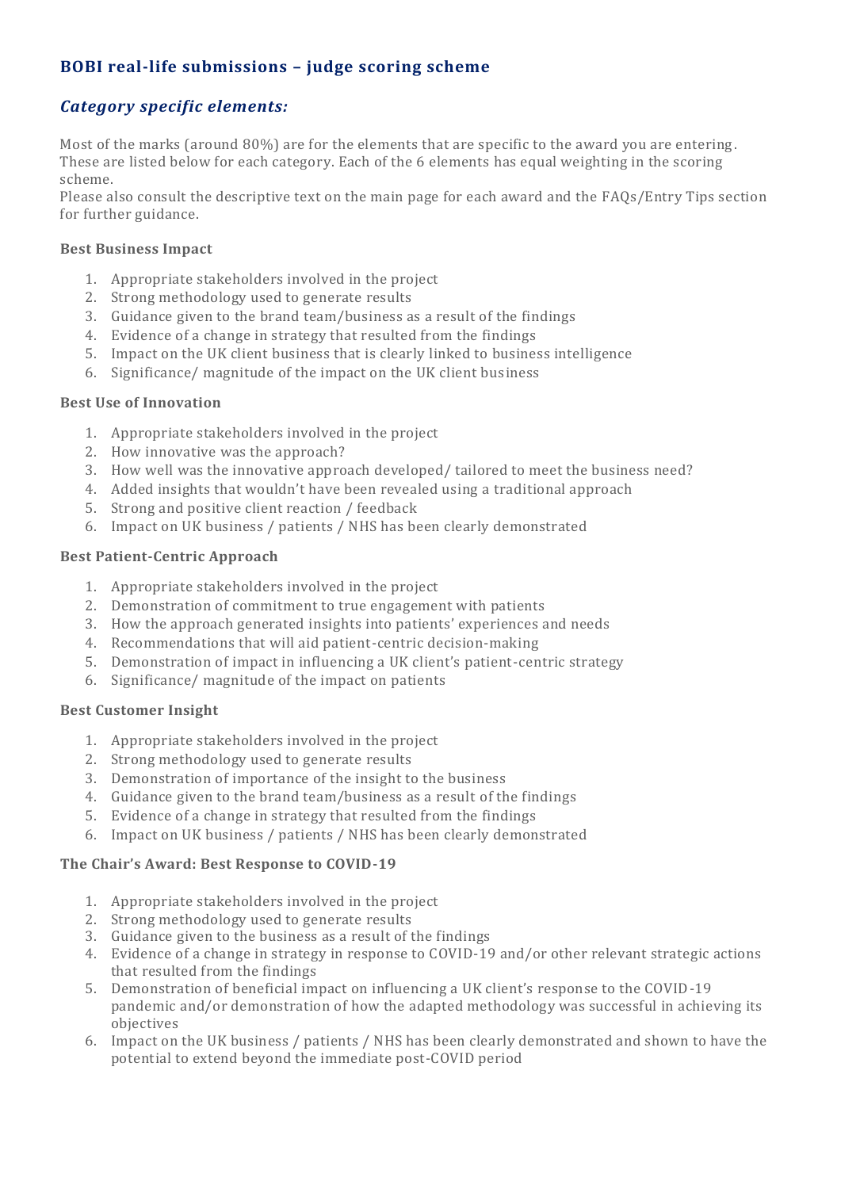## BOBI real-life submissions – judge scoring scheme

### *Category specific elements:*

Most of the marks (around 80%) are for the elements that are specific to the award you are entering. These are listed below for each category. Each of the 6 elements has equal weighting in the scoring scheme.
Please also consult the descriptive text on the main page for each award and the FAQs/Entry Tips section for further guidance.

**Best Business Impact**

1. Appropriate stakeholders involved in the project
2. Strong methodology used to generate results
3. Guidance given to the brand team/business as a result of the findings
4. Evidence of a change in strategy that resulted from the findings
5. Impact on the UK client business that is clearly linked to business intelligence
6. Significance/ magnitude of the impact on the UK client business

**Best Use of Innovation**

1. Appropriate stakeholders involved in the project
2. How innovative was the approach?
3. How well was the innovative approach developed/ tailored to meet the business need?
4. Added insights that wouldn't have been revealed using a traditional approach
5. Strong and positive client reaction / feedback
6. Impact on UK business / patients / NHS has been clearly demonstrated

**Best Patient-Centric Approach**

1. Appropriate stakeholders involved in the project
2. Demonstration of commitment to true engagement with patients
3. How the approach generated insights into patients' experiences and needs
4. Recommendations that will aid patient-centric decision-making
5. Demonstration of impact in influencing a UK client's patient-centric strategy
6. Significance/ magnitude of the impact on patients

**Best Customer Insight**

1. Appropriate stakeholders involved in the project
2. Strong methodology used to generate results
3. Demonstration of importance of the insight to the business
4. Guidance given to the brand team/business as a result of the findings
5. Evidence of a change in strategy that resulted from the findings
6. Impact on UK business / patients / NHS has been clearly demonstrated

**The Chair's Award: Best Response to COVID-19**

1. Appropriate stakeholders involved in the project
2. Strong methodology used to generate results
3. Guidance given to the business as a result of the findings
4. Evidence of a change in strategy in response to COVID-19 and/or other relevant strategic actions that resulted from the findings
5. Demonstration of beneficial impact on influencing a UK client's response to the COVID-19 pandemic and/or demonstration of how the adapted methodology was successful in achieving its objectives
6. Impact on the UK business / patients / NHS has been clearly demonstrated and shown to have the potential to extend beyond the immediate post-COVID period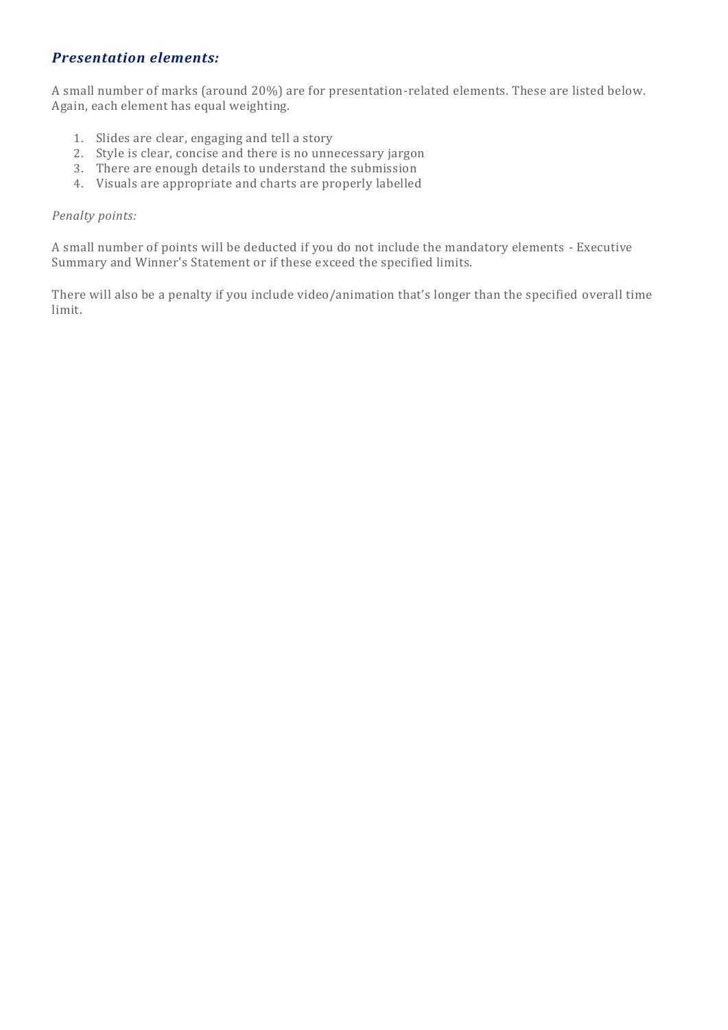### ***Presentation elements:***

A small number of marks (around 20%) are for presentation-related elements. These are listed below. Again, each element has equal weighting.

1. Slides are clear, engaging and tell a story
2. Style is clear, concise and there is no unnecessary jargon
3. There are enough details to understand the submission
4. Visuals are appropriate and charts are properly labelled

*Penalty points:*

A small number of points will be deducted if you do not include the mandatory elements - Executive Summary and Winner's Statement or if these exceed the specified limits.

There will also be a penalty if you include video/animation that's longer than the specified overall time limit.